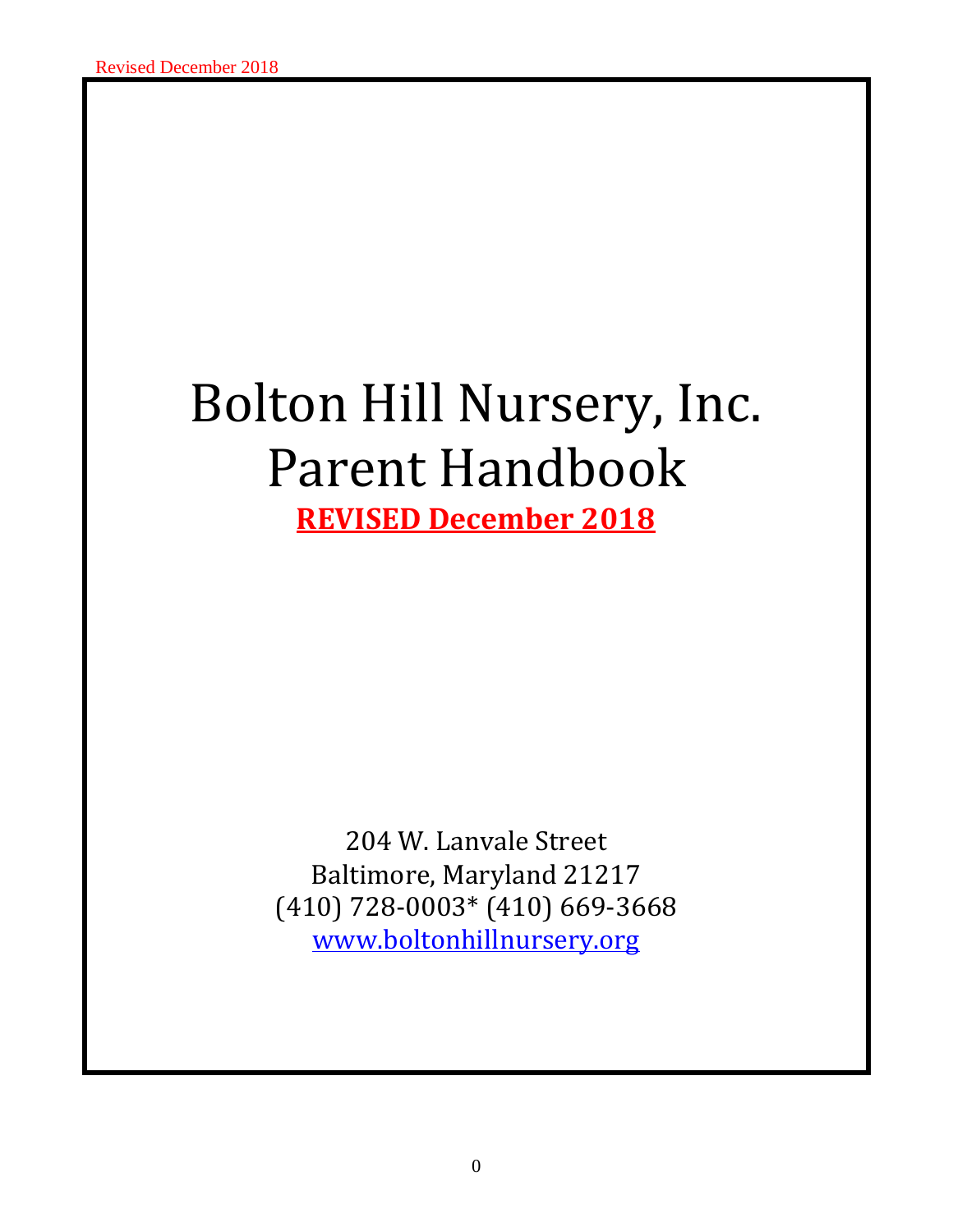# Bolton Hill Nursery, Inc.
# Parent Handbook

**REVISED December 2018**

204 W. Lanvale Street
Baltimore, Maryland 21217
(410) 728-0003* (410) 669-3668
[www.boltonhillnursery.org](http://www.boltonhillnursery.org)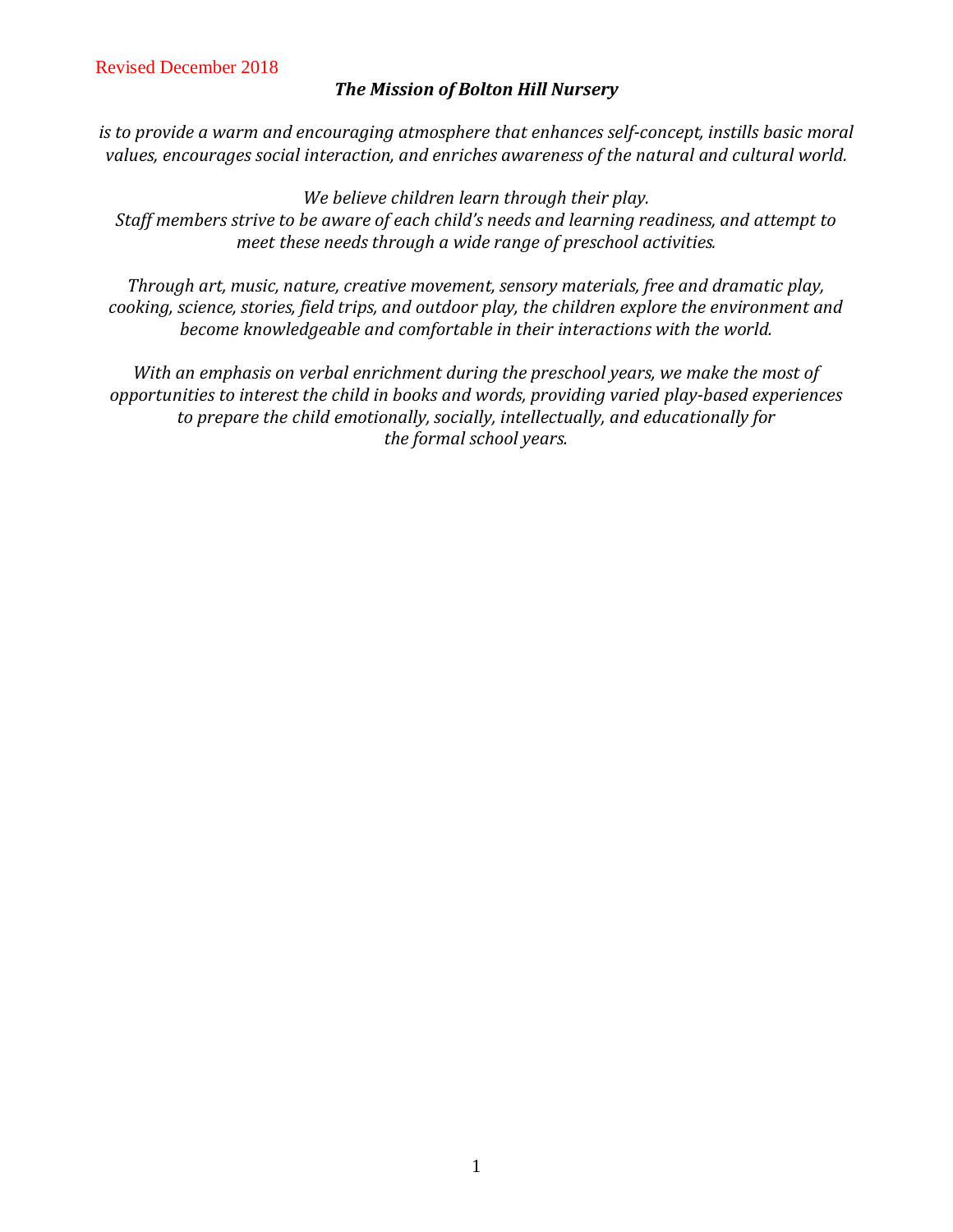Revised December 2018

***The Mission of Bolton Hill Nursery***

*is to provide a warm and encouraging atmosphere that enhances self-concept, instills basic moral values, encourages social interaction, and enriches awareness of the natural and cultural world.*

*We believe children learn through their play.*
*Staff members strive to be aware of each child's needs and learning readiness, and attempt to meet these needs through a wide range of preschool activities.*

*Through art, music, nature, creative movement, sensory materials, free and dramatic play, cooking, science, stories, field trips, and outdoor play, the children explore the environment and become knowledgeable and comfortable in their interactions with the world.*

*With an emphasis on verbal enrichment during the preschool years, we make the most of opportunities to interest the child in books and words, providing varied play-based experiences to prepare the child emotionally, socially, intellectually, and educationally for the formal school years.*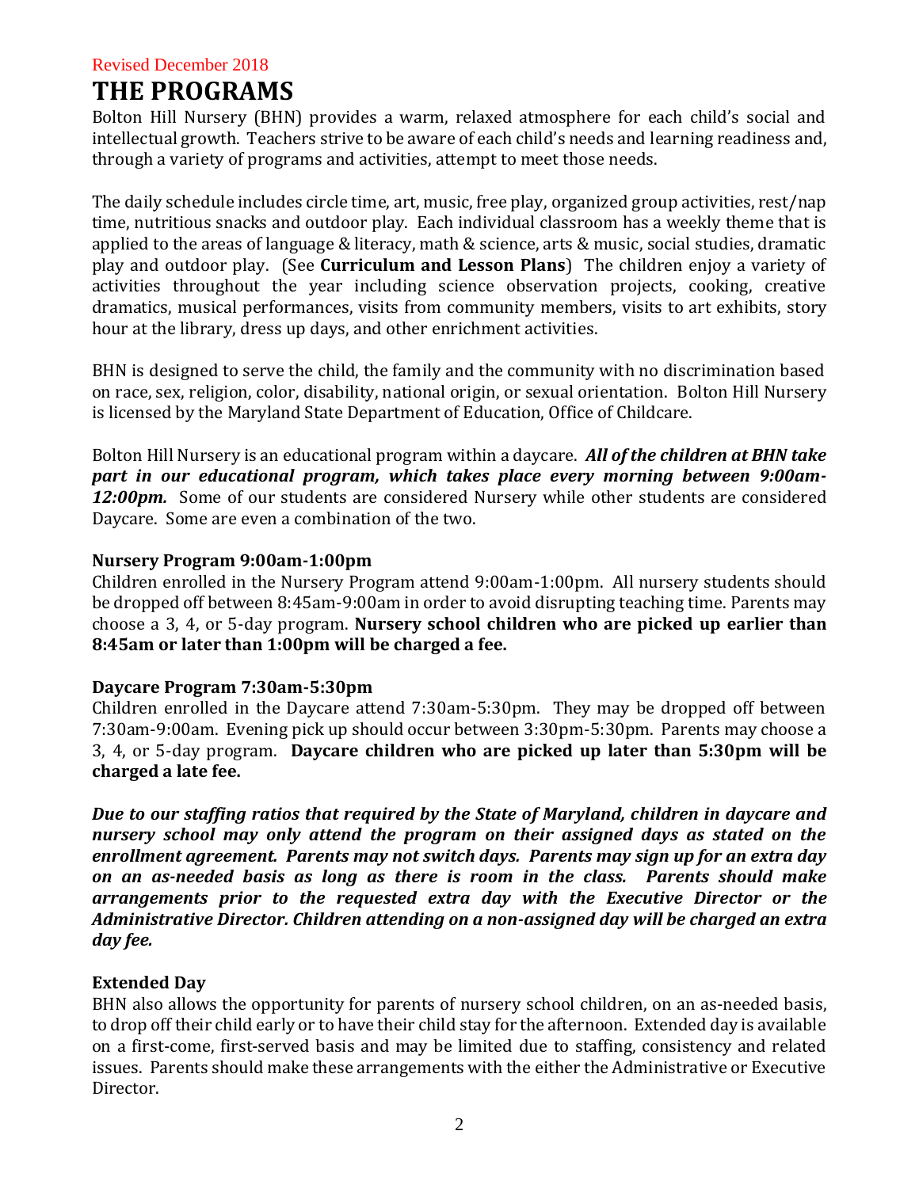Revised December 2018

# THE PROGRAMS

Bolton Hill Nursery (BHN) provides a warm, relaxed atmosphere for each child's social and intellectual growth. Teachers strive to be aware of each child's needs and learning readiness and, through a variety of programs and activities, attempt to meet those needs.

The daily schedule includes circle time, art, music, free play, organized group activities, rest/nap time, nutritious snacks and outdoor play. Each individual classroom has a weekly theme that is applied to the areas of language & literacy, math & science, arts & music, social studies, dramatic play and outdoor play. (See **Curriculum and Lesson Plans**) The children enjoy a variety of activities throughout the year including science observation projects, cooking, creative dramatics, musical performances, visits from community members, visits to art exhibits, story hour at the library, dress up days, and other enrichment activities.

BHN is designed to serve the child, the family and the community with no discrimination based on race, sex, religion, color, disability, national origin, or sexual orientation. Bolton Hill Nursery is licensed by the Maryland State Department of Education, Office of Childcare.

Bolton Hill Nursery is an educational program within a daycare. ***All of the children at BHN take part in our educational program, which takes place every morning between 9:00am-12:00pm.*** Some of our students are considered Nursery while other students are considered Daycare. Some are even a combination of the two.

**Nursery Program 9:00am-1:00pm**

Children enrolled in the Nursery Program attend 9:00am-1:00pm. All nursery students should be dropped off between 8:45am-9:00am in order to avoid disrupting teaching time. Parents may choose a 3, 4, or 5-day program. **Nursery school children who are picked up earlier than 8:45am or later than 1:00pm will be charged a fee.**

**Daycare Program 7:30am-5:30pm**

Children enrolled in the Daycare attend 7:30am-5:30pm. They may be dropped off between 7:30am-9:00am. Evening pick up should occur between 3:30pm-5:30pm. Parents may choose a 3, 4, or 5-day program. **Daycare children who are picked up later than 5:30pm will be charged a late fee.**

***Due to our staffing ratios that required by the State of Maryland, children in daycare and nursery school may only attend the program on their assigned days as stated on the enrollment agreement. Parents may not switch days. Parents may sign up for an extra day on an as-needed basis as long as there is room in the class. Parents should make arrangements prior to the requested extra day with the Executive Director or the Administrative Director. Children attending on a non-assigned day will be charged an extra day fee.***

**Extended Day**

BHN also allows the opportunity for parents of nursery school children, on an as-needed basis, to drop off their child early or to have their child stay for the afternoon. Extended day is available on a first-come, first-served basis and may be limited due to staffing, consistency and related issues. Parents should make these arrangements with the either the Administrative or Executive Director.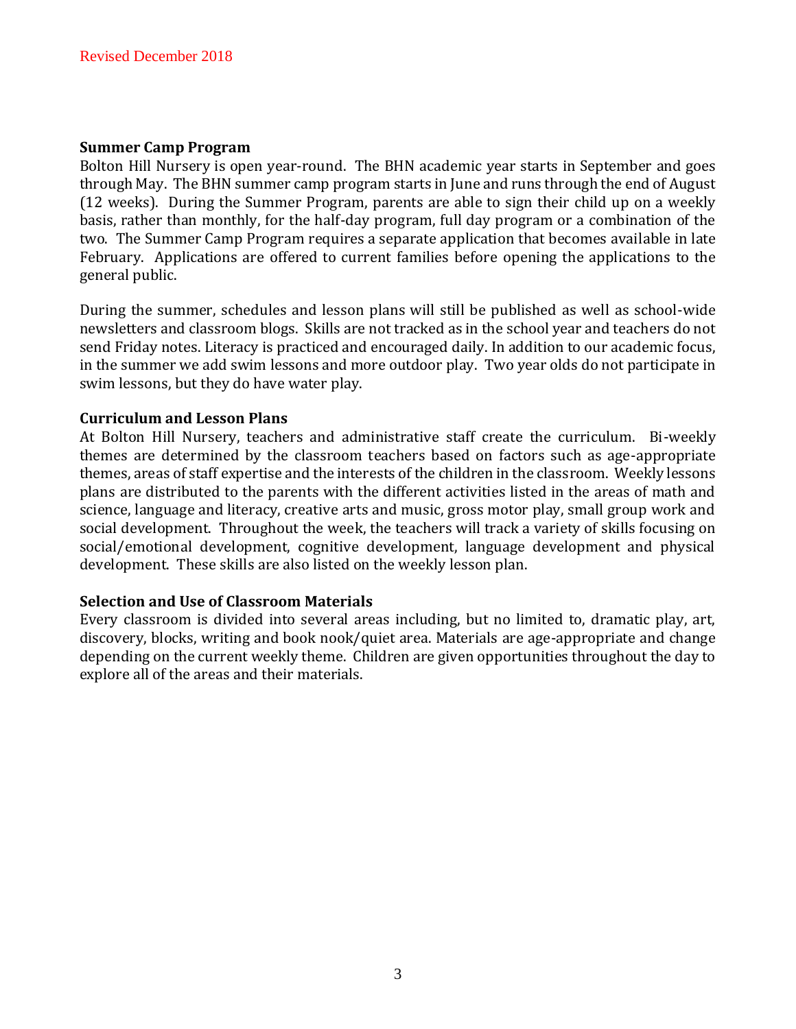### Summer Camp Program

Bolton Hill Nursery is open year-round. The BHN academic year starts in September and goes through May. The BHN summer camp program starts in June and runs through the end of August (12 weeks). During the Summer Program, parents are able to sign their child up on a weekly basis, rather than monthly, for the half-day program, full day program or a combination of the two. The Summer Camp Program requires a separate application that becomes available in late February. Applications are offered to current families before opening the applications to the general public.

During the summer, schedules and lesson plans will still be published as well as school-wide newsletters and classroom blogs. Skills are not tracked as in the school year and teachers do not send Friday notes. Literacy is practiced and encouraged daily. In addition to our academic focus, in the summer we add swim lessons and more outdoor play. Two year olds do not participate in swim lessons, but they do have water play.

### Curriculum and Lesson Plans

At Bolton Hill Nursery, teachers and administrative staff create the curriculum. Bi-weekly themes are determined by the classroom teachers based on factors such as age-appropriate themes, areas of staff expertise and the interests of the children in the classroom. Weekly lessons plans are distributed to the parents with the different activities listed in the areas of math and science, language and literacy, creative arts and music, gross motor play, small group work and social development. Throughout the week, the teachers will track a variety of skills focusing on social/emotional development, cognitive development, language development and physical development. These skills are also listed on the weekly lesson plan.

### Selection and Use of Classroom Materials

Every classroom is divided into several areas including, but no limited to, dramatic play, art, discovery, blocks, writing and book nook/quiet area. Materials are age-appropriate and change depending on the current weekly theme. Children are given opportunities throughout the day to explore all of the areas and their materials.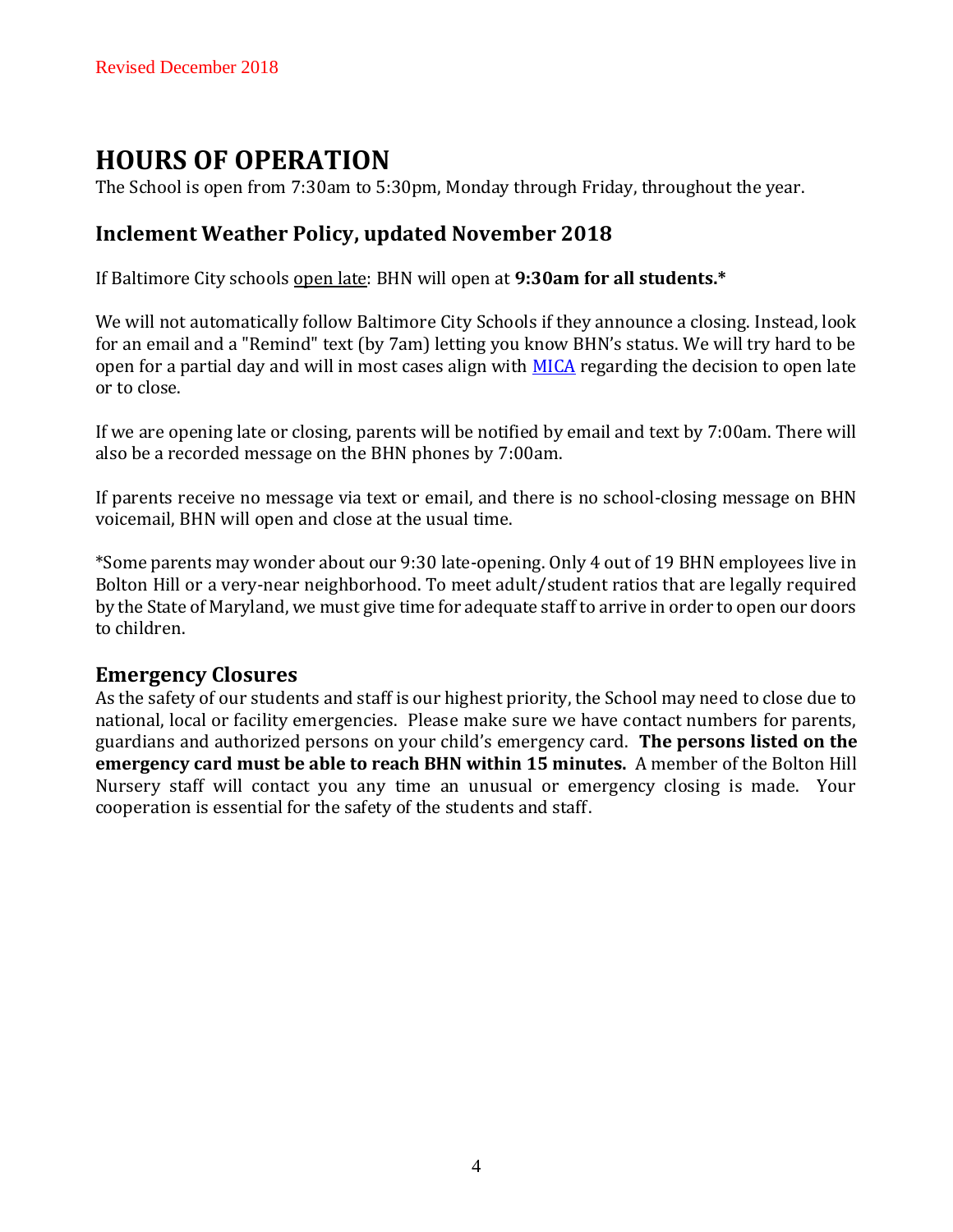Revised December 2018

# HOURS OF OPERATION

The School is open from 7:30am to 5:30pm, Monday through Friday, throughout the year.

## Inclement Weather Policy, updated November 2018

If Baltimore City schools open late: BHN will open at **9:30am for all students.***

We will not automatically follow Baltimore City Schools if they announce a closing. Instead, look for an email and a "Remind" text (by 7am) letting you know BHN's status. We will try hard to be open for a partial day and will in most cases align with [MICA]() regarding the decision to open late or to close.

If we are opening late or closing, parents will be notified by email and text by 7:00am. There will also be a recorded message on the BHN phones by 7:00am.

If parents receive no message via text or email, and there is no school-closing message on BHN voicemail, BHN will open and close at the usual time.

*Some parents may wonder about our 9:30 late-opening. Only 4 out of 19 BHN employees live in Bolton Hill or a very-near neighborhood. To meet adult/student ratios that are legally required by the State of Maryland, we must give time for adequate staff to arrive in order to open our doors to children.

## Emergency Closures

As the safety of our students and staff is our highest priority, the School may need to close due to national, local or facility emergencies. Please make sure we have contact numbers for parents, guardians and authorized persons on your child's emergency card. **The persons listed on the emergency card must be able to reach BHN within 15 minutes.** A member of the Bolton Hill Nursery staff will contact you any time an unusual or emergency closing is made. Your cooperation is essential for the safety of the students and staff.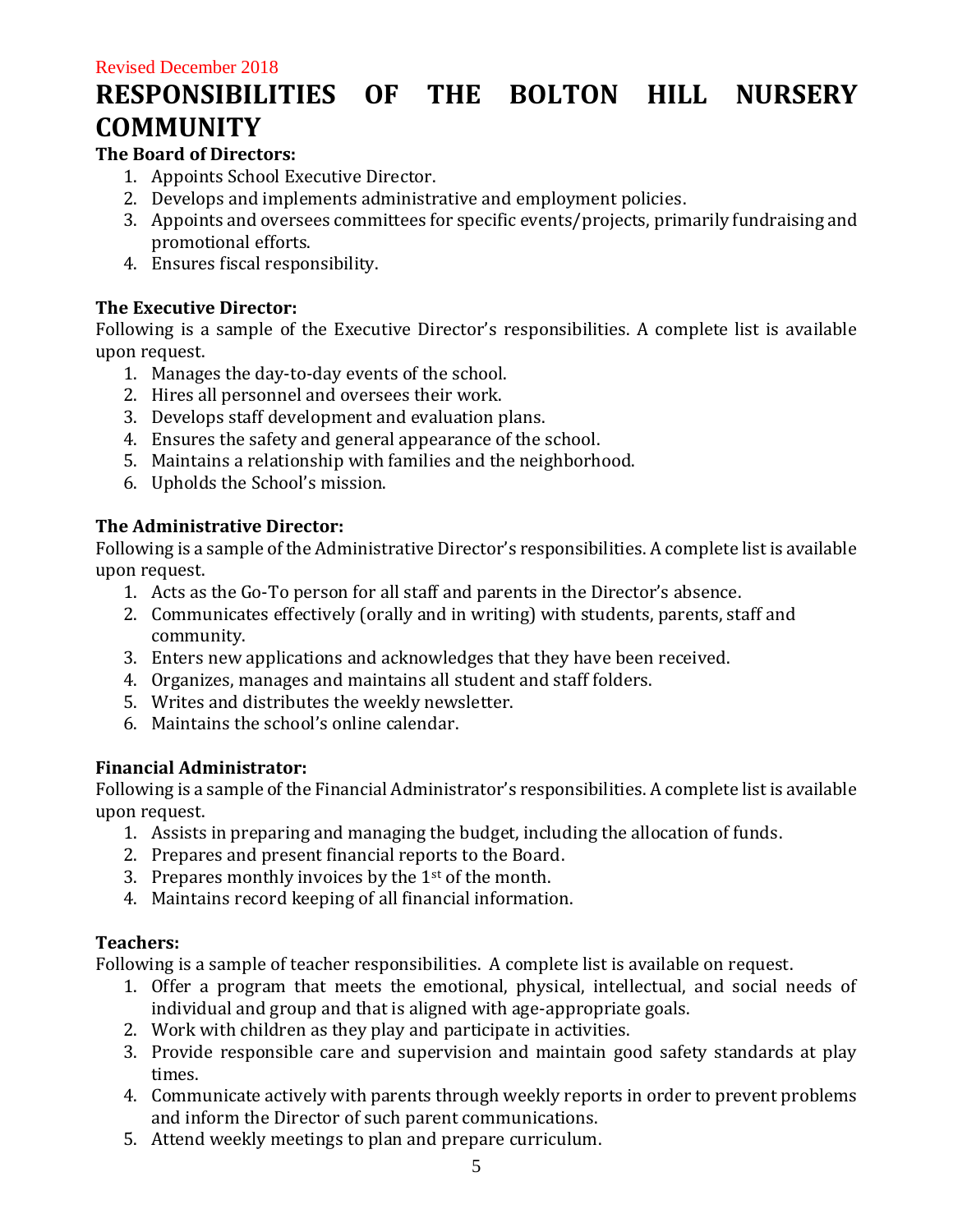Revised December 2018

# RESPONSIBILITIES OF THE BOLTON HILL NURSERY COMMUNITY

**The Board of Directors:**

1. Appoints School Executive Director.
2. Develops and implements administrative and employment policies.
3. Appoints and oversees committees for specific events/projects, primarily fundraising and promotional efforts.
4. Ensures fiscal responsibility.

**The Executive Director:**

Following is a sample of the Executive Director's responsibilities. A complete list is available upon request.

1. Manages the day-to-day events of the school.
2. Hires all personnel and oversees their work.
3. Develops staff development and evaluation plans.
4. Ensures the safety and general appearance of the school.
5. Maintains a relationship with families and the neighborhood.
6. Upholds the School's mission.

**The Administrative Director:**

Following is a sample of the Administrative Director's responsibilities. A complete list is available upon request.

1. Acts as the Go-To person for all staff and parents in the Director's absence.
2. Communicates effectively (orally and in writing) with students, parents, staff and community.
3. Enters new applications and acknowledges that they have been received.
4. Organizes, manages and maintains all student and staff folders.
5. Writes and distributes the weekly newsletter.
6. Maintains the school's online calendar.

**Financial Administrator:**

Following is a sample of the Financial Administrator's responsibilities. A complete list is available upon request.

1. Assists in preparing and managing the budget, including the allocation of funds.
2. Prepares and present financial reports to the Board.
3. Prepares monthly invoices by the 1st of the month.
4. Maintains record keeping of all financial information.

**Teachers:**

Following is a sample of teacher responsibilities. A complete list is available on request.

1. Offer a program that meets the emotional, physical, intellectual, and social needs of individual and group and that is aligned with age-appropriate goals.
2. Work with children as they play and participate in activities.
3. Provide responsible care and supervision and maintain good safety standards at play times.
4. Communicate actively with parents through weekly reports in order to prevent problems and inform the Director of such parent communications.
5. Attend weekly meetings to plan and prepare curriculum.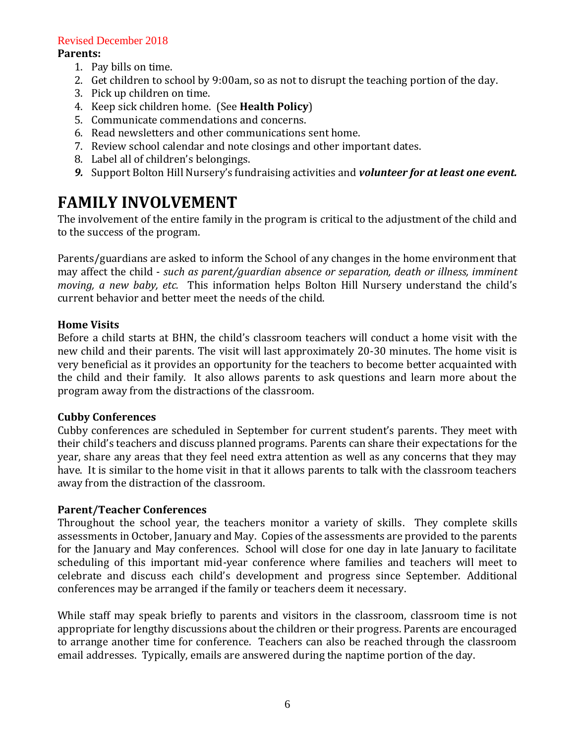Revised December 2018

**Parents:**

1. Pay bills on time.
2. Get children to school by 9:00am, so as not to disrupt the teaching portion of the day.
3. Pick up children on time.
4. Keep sick children home. (See **Health Policy**)
5. Communicate commendations and concerns.
6. Read newsletters and other communications sent home.
7. Review school calendar and note closings and other important dates.
8. Label all of children's belongings.
9. Support Bolton Hill Nursery's fundraising activities and ***volunteer for at least one event.***

# FAMILY INVOLVEMENT

The involvement of the entire family in the program is critical to the adjustment of the child and to the success of the program.

Parents/guardians are asked to inform the School of any changes in the home environment that may affect the child - *such as parent/guardian absence or separation, death or illness, imminent moving, a new baby, etc.* This information helps Bolton Hill Nursery understand the child's current behavior and better meet the needs of the child.

**Home Visits**

Before a child starts at BHN, the child's classroom teachers will conduct a home visit with the new child and their parents. The visit will last approximately 20-30 minutes. The home visit is very beneficial as it provides an opportunity for the teachers to become better acquainted with the child and their family. It also allows parents to ask questions and learn more about the program away from the distractions of the classroom.

**Cubby Conferences**

Cubby conferences are scheduled in September for current student's parents. They meet with their child's teachers and discuss planned programs. Parents can share their expectations for the year, share any areas that they feel need extra attention as well as any concerns that they may have. It is similar to the home visit in that it allows parents to talk with the classroom teachers away from the distraction of the classroom.

**Parent/Teacher Conferences**

Throughout the school year, the teachers monitor a variety of skills. They complete skills assessments in October, January and May. Copies of the assessments are provided to the parents for the January and May conferences. School will close for one day in late January to facilitate scheduling of this important mid-year conference where families and teachers will meet to celebrate and discuss each child's development and progress since September. Additional conferences may be arranged if the family or teachers deem it necessary.

While staff may speak briefly to parents and visitors in the classroom, classroom time is not appropriate for lengthy discussions about the children or their progress. Parents are encouraged to arrange another time for conference. Teachers can also be reached through the classroom email addresses. Typically, emails are answered during the naptime portion of the day.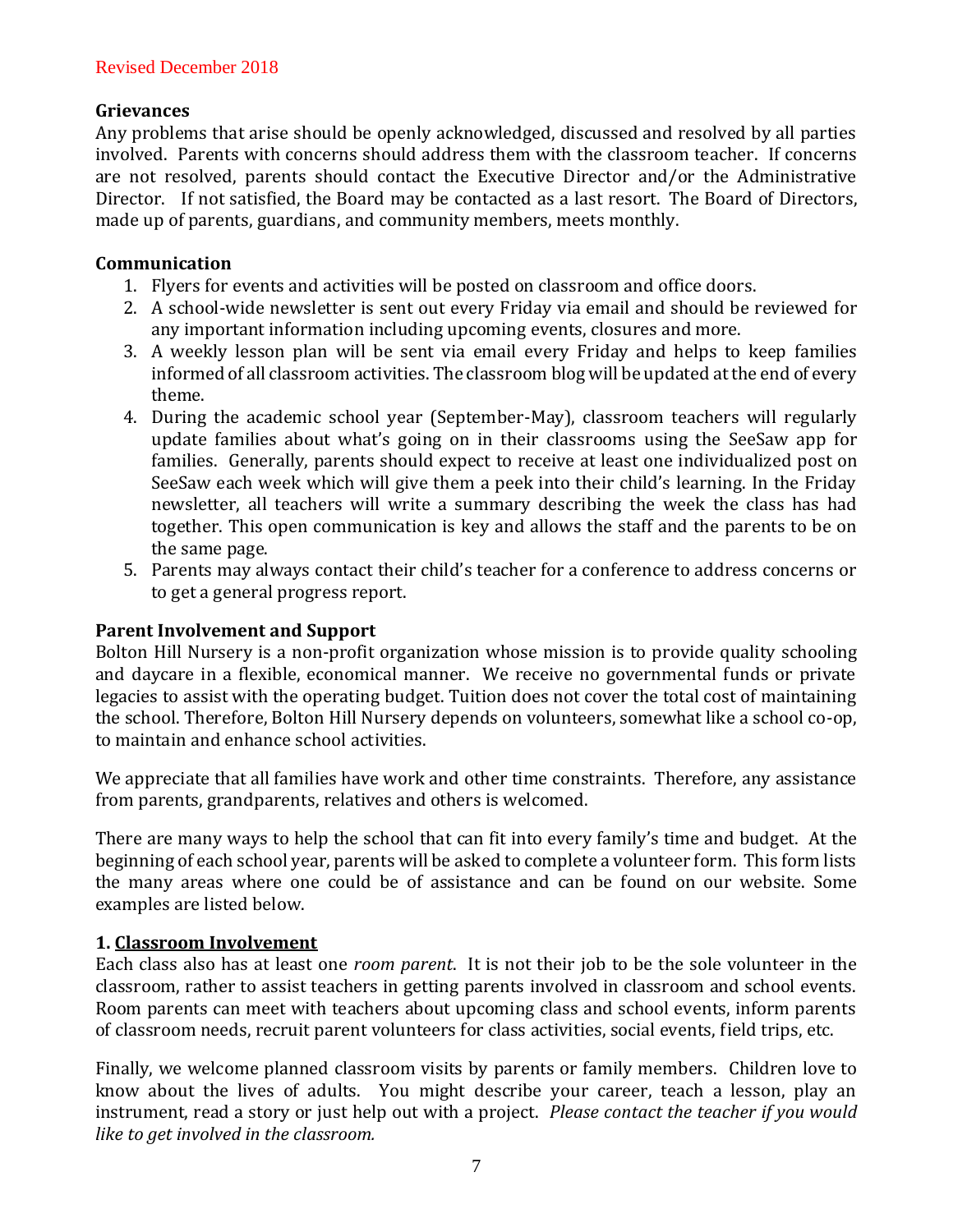Revised December 2018

**Grievances**

Any problems that arise should be openly acknowledged, discussed and resolved by all parties involved. Parents with concerns should address them with the classroom teacher. If concerns are not resolved, parents should contact the Executive Director and/or the Administrative Director. If not satisfied, the Board may be contacted as a last resort. The Board of Directors, made up of parents, guardians, and community members, meets monthly.

**Communication**

1. Flyers for events and activities will be posted on classroom and office doors.
2. A school-wide newsletter is sent out every Friday via email and should be reviewed for any important information including upcoming events, closures and more.
3. A weekly lesson plan will be sent via email every Friday and helps to keep families informed of all classroom activities. The classroom blog will be updated at the end of every theme.
4. During the academic school year (September-May), classroom teachers will regularly update families about what's going on in their classrooms using the SeeSaw app for families. Generally, parents should expect to receive at least one individualized post on SeeSaw each week which will give them a peek into their child's learning. In the Friday newsletter, all teachers will write a summary describing the week the class has had together. This open communication is key and allows the staff and the parents to be on the same page.
5. Parents may always contact their child's teacher for a conference to address concerns or to get a general progress report.

**Parent Involvement and Support**

Bolton Hill Nursery is a non-profit organization whose mission is to provide quality schooling and daycare in a flexible, economical manner. We receive no governmental funds or private legacies to assist with the operating budget. Tuition does not cover the total cost of maintaining the school. Therefore, Bolton Hill Nursery depends on volunteers, somewhat like a school co-op, to maintain and enhance school activities.

We appreciate that all families have work and other time constraints. Therefore, any assistance from parents, grandparents, relatives and others is welcomed.

There are many ways to help the school that can fit into every family's time and budget. At the beginning of each school year, parents will be asked to complete a volunteer form. This form lists the many areas where one could be of assistance and can be found on our website. Some examples are listed below.

**1. <u>Classroom Involvement</u>**

Each class also has at least one *room parent*. It is not their job to be the sole volunteer in the classroom, rather to assist teachers in getting parents involved in classroom and school events. Room parents can meet with teachers about upcoming class and school events, inform parents of classroom needs, recruit parent volunteers for class activities, social events, field trips, etc.

Finally, we welcome planned classroom visits by parents or family members. Children love to know about the lives of adults. You might describe your career, teach a lesson, play an instrument, read a story or just help out with a project. *Please contact the teacher if you would like to get involved in the classroom.*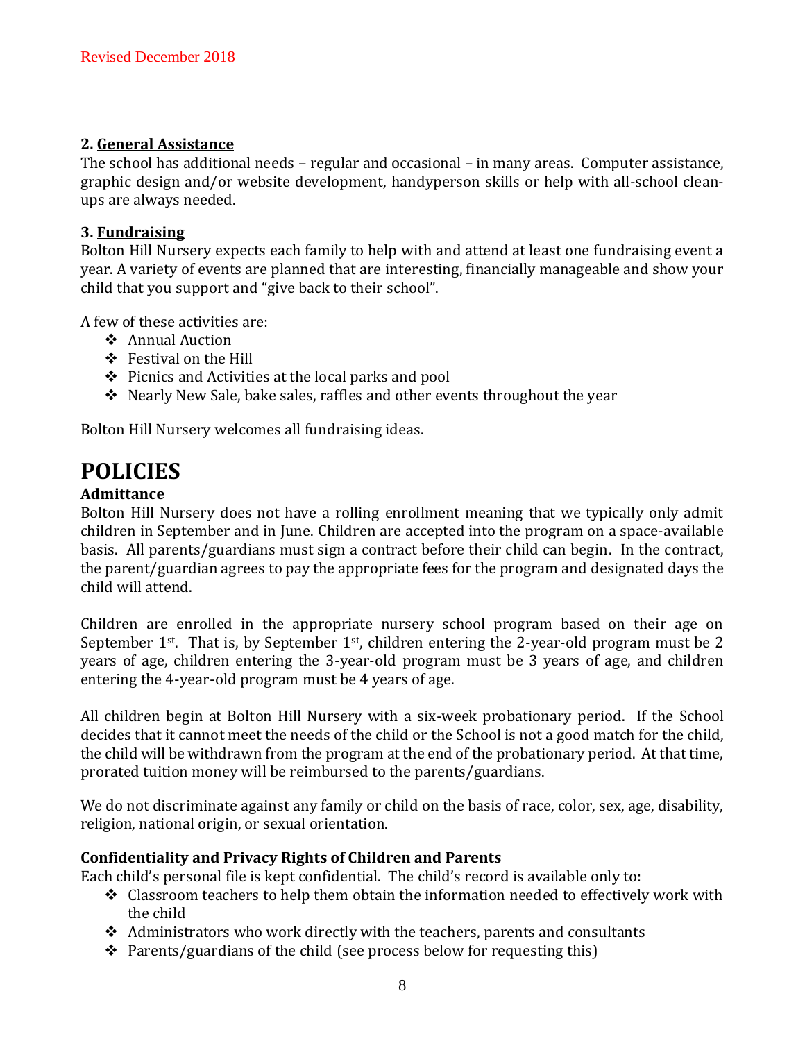### 2. General Assistance

The school has additional needs – regular and occasional – in many areas. Computer assistance, graphic design and/or website development, handyperson skills or help with all-school clean-ups are always needed.

### 3. Fundraising

Bolton Hill Nursery expects each family to help with and attend at least one fundraising event a year. A variety of events are planned that are interesting, financially manageable and show your child that you support and "give back to their school".

A few of these activities are:

- Annual Auction
- Festival on the Hill
- Picnics and Activities at the local parks and pool
- Nearly New Sale, bake sales, raffles and other events throughout the year

Bolton Hill Nursery welcomes all fundraising ideas.

# POLICIES

### Admittance

Bolton Hill Nursery does not have a rolling enrollment meaning that we typically only admit children in September and in June. Children are accepted into the program on a space-available basis. All parents/guardians must sign a contract before their child can begin. In the contract, the parent/guardian agrees to pay the appropriate fees for the program and designated days the child will attend.

Children are enrolled in the appropriate nursery school program based on their age on September 1st. That is, by September 1st, children entering the 2-year-old program must be 2 years of age, children entering the 3-year-old program must be 3 years of age, and children entering the 4-year-old program must be 4 years of age.

All children begin at Bolton Hill Nursery with a six-week probationary period. If the School decides that it cannot meet the needs of the child or the School is not a good match for the child, the child will be withdrawn from the program at the end of the probationary period. At that time, prorated tuition money will be reimbursed to the parents/guardians.

We do not discriminate against any family or child on the basis of race, color, sex, age, disability, religion, national origin, or sexual orientation.

### Confidentiality and Privacy Rights of Children and Parents

Each child's personal file is kept confidential. The child's record is available only to:

- Classroom teachers to help them obtain the information needed to effectively work with the child
- Administrators who work directly with the teachers, parents and consultants
- Parents/guardians of the child (see process below for requesting this)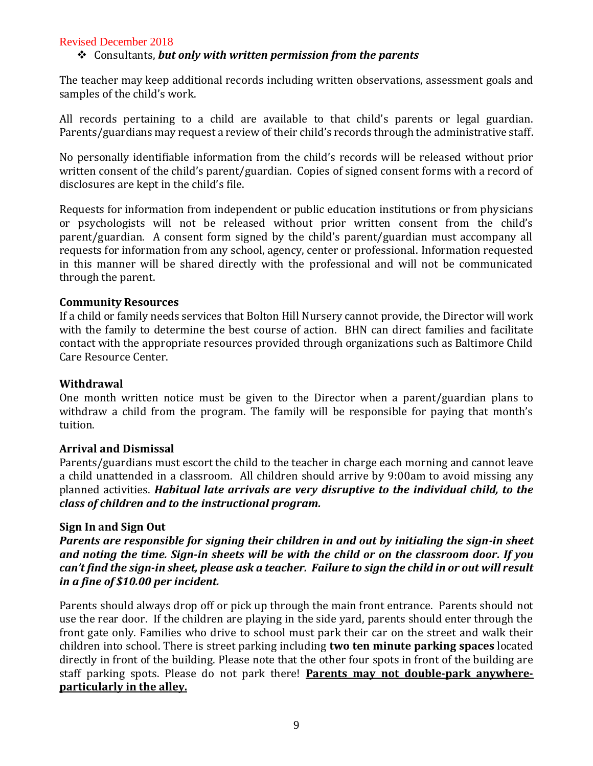- Consultants, ***but only with written permission from the parents***

The teacher may keep additional records including written observations, assessment goals and samples of the child's work.

All records pertaining to a child are available to that child's parents or legal guardian. Parents/guardians may request a review of their child's records through the administrative staff.

No personally identifiable information from the child's records will be released without prior written consent of the child's parent/guardian. Copies of signed consent forms with a record of disclosures are kept in the child's file.

Requests for information from independent or public education institutions or from physicians or psychologists will not be released without prior written consent from the child's parent/guardian. A consent form signed by the child's parent/guardian must accompany all requests for information from any school, agency, center or professional. Information requested in this manner will be shared directly with the professional and will not be communicated through the parent.

**Community Resources**

If a child or family needs services that Bolton Hill Nursery cannot provide, the Director will work with the family to determine the best course of action. BHN can direct families and facilitate contact with the appropriate resources provided through organizations such as Baltimore Child Care Resource Center.

**Withdrawal**

One month written notice must be given to the Director when a parent/guardian plans to withdraw a child from the program. The family will be responsible for paying that month's tuition.

**Arrival and Dismissal**

Parents/guardians must escort the child to the teacher in charge each morning and cannot leave a child unattended in a classroom. All children should arrive by 9:00am to avoid missing any planned activities. ***Habitual late arrivals are very disruptive to the individual child, to the class of children and to the instructional program.***

**Sign In and Sign Out**

***Parents are responsible for signing their children in and out by initialing the sign-in sheet and noting the time. Sign-in sheets will be with the child or on the classroom door. If you can't find the sign-in sheet, please ask a teacher. Failure to sign the child in or out will result in a fine of $10.00 per incident.***

Parents should always drop off or pick up through the main front entrance. Parents should not use the rear door. If the children are playing in the side yard, parents should enter through the front gate only. Families who drive to school must park their car on the street and walk their children into school. There is street parking including **two ten minute parking spaces** located directly in front of the building. Please note that the other four spots in front of the building are staff parking spots. Please do not park there! <u>**Parents may not double-park anywhere-particularly in the alley.**</u>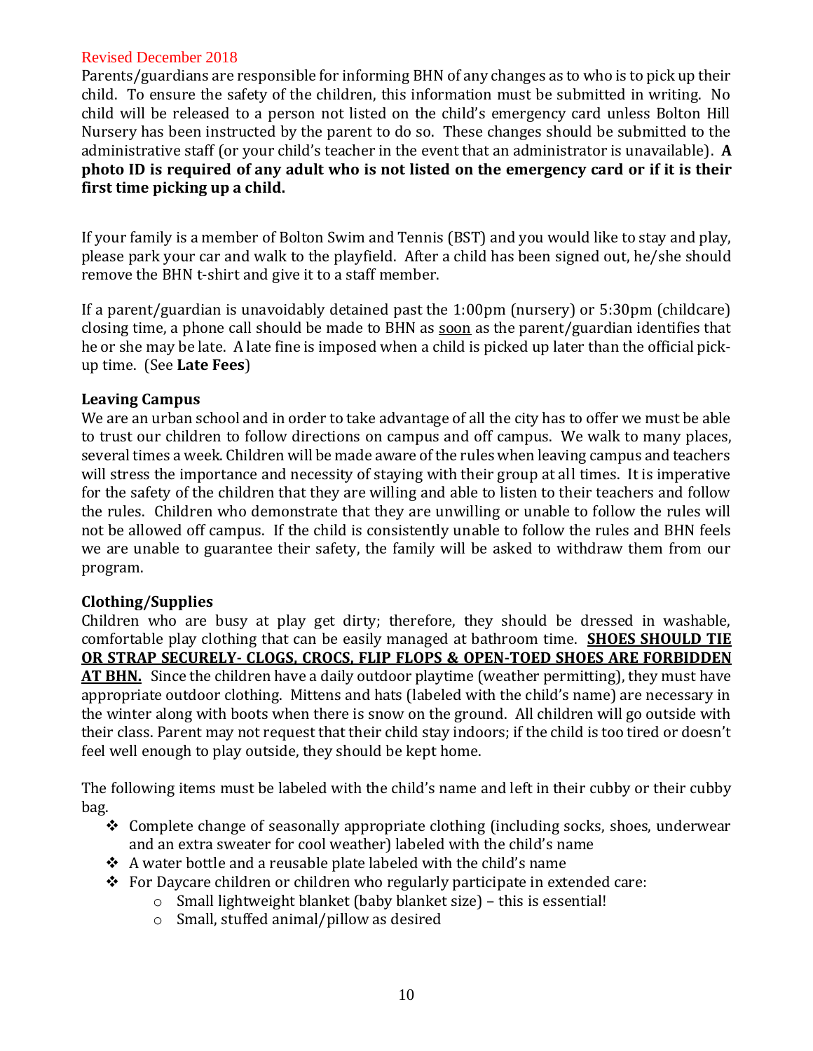Revised December 2018

Parents/guardians are responsible for informing BHN of any changes as to who is to pick up their child. To ensure the safety of the children, this information must be submitted in writing. No child will be released to a person not listed on the child's emergency card unless Bolton Hill Nursery has been instructed by the parent to do so. These changes should be submitted to the administrative staff (or your child's teacher in the event that an administrator is unavailable). **A photo ID is required of any adult who is not listed on the emergency card or if it is their first time picking up a child.**

If your family is a member of Bolton Swim and Tennis (BST) and you would like to stay and play, please park your car and walk to the playfield. After a child has been signed out, he/she should remove the BHN t-shirt and give it to a staff member.

If a parent/guardian is unavoidably detained past the 1:00pm (nursery) or 5:30pm (childcare) closing time, a phone call should be made to BHN as <u>soon</u> as the parent/guardian identifies that he or she may be late. A late fine is imposed when a child is picked up later than the official pick-up time. (See **Late Fees**)

### Leaving Campus

We are an urban school and in order to take advantage of all the city has to offer we must be able to trust our children to follow directions on campus and off campus. We walk to many places, several times a week. Children will be made aware of the rules when leaving campus and teachers will stress the importance and necessity of staying with their group at all times. It is imperative for the safety of the children that they are willing and able to listen to their teachers and follow the rules. Children who demonstrate that they are unwilling or unable to follow the rules will not be allowed off campus. If the child is consistently unable to follow the rules and BHN feels we are unable to guarantee their safety, the family will be asked to withdraw them from our program.

### Clothing/Supplies

Children who are busy at play get dirty; therefore, they should be dressed in washable, comfortable play clothing that can be easily managed at bathroom time. **<u>SHOES SHOULD TIE OR STRAP SECURELY- CLOGS, CROCS, FLIP FLOPS & OPEN-TOED SHOES ARE FORBIDDEN AT BHN.</u>** Since the children have a daily outdoor playtime (weather permitting), they must have appropriate outdoor clothing. Mittens and hats (labeled with the child's name) are necessary in the winter along with boots when there is snow on the ground. All children will go outside with their class. Parent may not request that their child stay indoors; if the child is too tired or doesn't feel well enough to play outside, they should be kept home.

The following items must be labeled with the child's name and left in their cubby or their cubby bag.

- Complete change of seasonally appropriate clothing (including socks, shoes, underwear and an extra sweater for cool weather) labeled with the child's name
- A water bottle and a reusable plate labeled with the child's name
- For Daycare children or children who regularly participate in extended care:
  - Small lightweight blanket (baby blanket size) – this is essential!
  - Small, stuffed animal/pillow as desired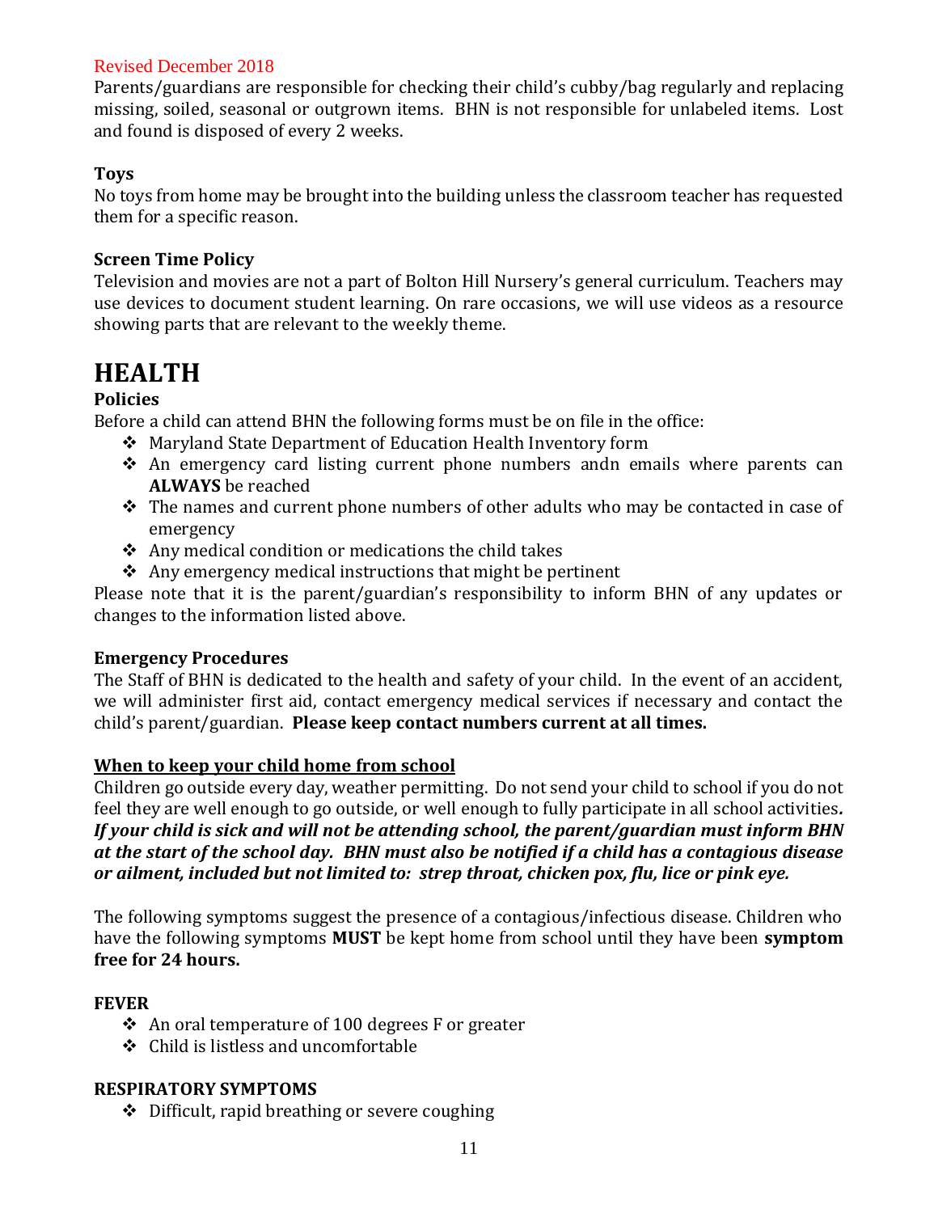Revised December 2018

Parents/guardians are responsible for checking their child's cubby/bag regularly and replacing missing, soiled, seasonal or outgrown items. BHN is not responsible for unlabeled items. Lost and found is disposed of every 2 weeks.

**Toys**

No toys from home may be brought into the building unless the classroom teacher has requested them for a specific reason.

**Screen Time Policy**

Television and movies are not a part of Bolton Hill Nursery's general curriculum. Teachers may use devices to document student learning. On rare occasions, we will use videos as a resource showing parts that are relevant to the weekly theme.

# HEALTH

**Policies**

Before a child can attend BHN the following forms must be on file in the office:

- Maryland State Department of Education Health Inventory form
- An emergency card listing current phone numbers andn emails where parents can **ALWAYS** be reached
- The names and current phone numbers of other adults who may be contacted in case of emergency
- Any medical condition or medications the child takes
- Any emergency medical instructions that might be pertinent

Please note that it is the parent/guardian's responsibility to inform BHN of any updates or changes to the information listed above.

**Emergency Procedures**

The Staff of BHN is dedicated to the health and safety of your child. In the event of an accident, we will administer first aid, contact emergency medical services if necessary and contact the child's parent/guardian. **Please keep contact numbers current at all times.**

**<u>When to keep your child home from school</u>**

Children go outside every day, weather permitting. Do not send your child to school if you do not feel they are well enough to go outside, or well enough to fully participate in all school activities. ***If your child is sick and will not be attending school, the parent/guardian must inform BHN at the start of the school day. BHN must also be notified if a child has a contagious disease or ailment, included but not limited to: strep throat, chicken pox, flu, lice or pink eye.***

The following symptoms suggest the presence of a contagious/infectious disease. Children who have the following symptoms **MUST** be kept home from school until they have been **symptom free for 24 hours.**

**FEVER**

- An oral temperature of 100 degrees F or greater
- Child is listless and uncomfortable

**RESPIRATORY SYMPTOMS**

- Difficult, rapid breathing or severe coughing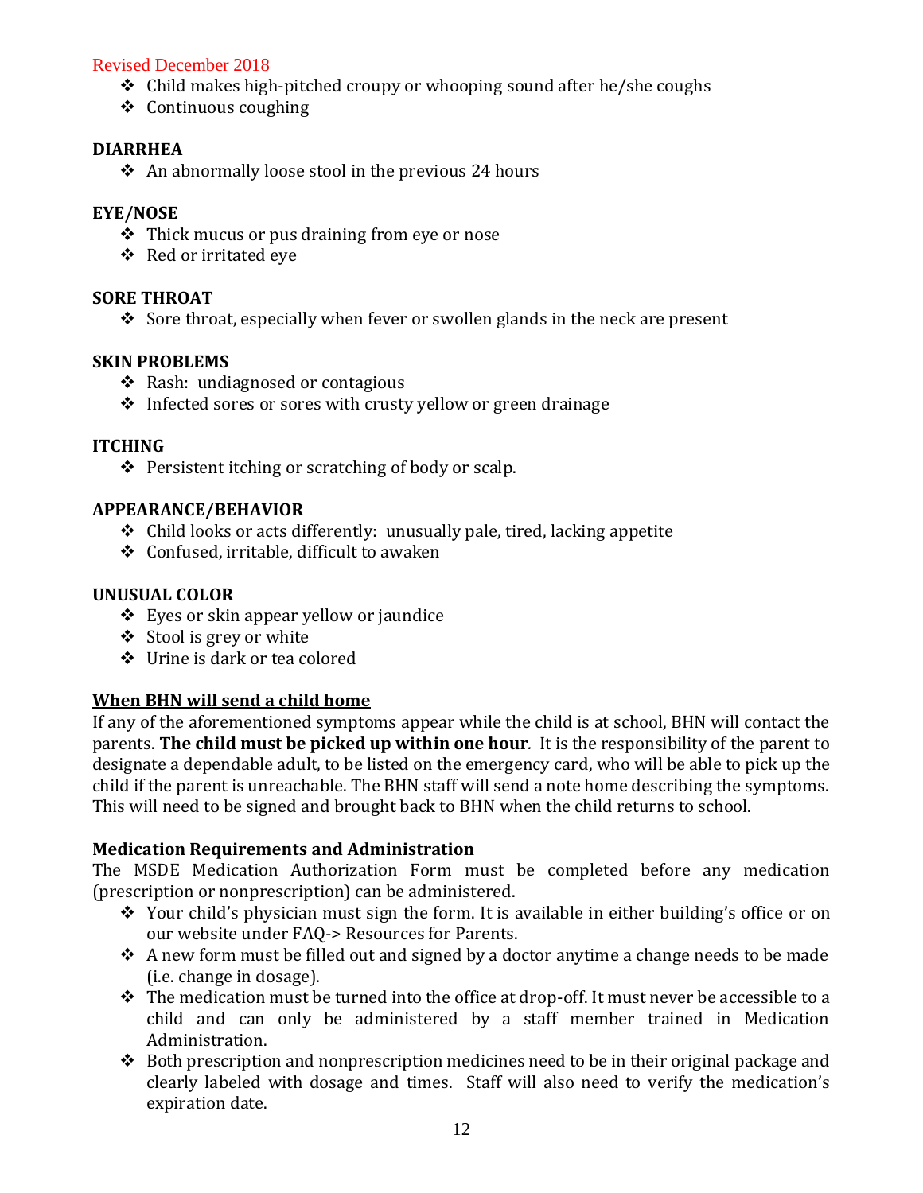- Child makes high-pitched croupy or whooping sound after he/she coughs
- Continuous coughing

**DIARRHEA**

- An abnormally loose stool in the previous 24 hours

**EYE/NOSE**

- Thick mucus or pus draining from eye or nose
- Red or irritated eye

**SORE THROAT**

- Sore throat, especially when fever or swollen glands in the neck are present

**SKIN PROBLEMS**

- Rash: undiagnosed or contagious
- Infected sores or sores with crusty yellow or green drainage

**ITCHING**

- Persistent itching or scratching of body or scalp.

**APPEARANCE/BEHAVIOR**

- Child looks or acts differently: unusually pale, tired, lacking appetite
- Confused, irritable, difficult to awaken

**UNUSUAL COLOR**

- Eyes or skin appear yellow or jaundice
- Stool is grey or white
- Urine is dark or tea colored

**<u>When BHN will send a child home</u>**

If any of the aforementioned symptoms appear while the child is at school, BHN will contact the parents. **The child must be picked up within one hour**. It is the responsibility of the parent to designate a dependable adult, to be listed on the emergency card, who will be able to pick up the child if the parent is unreachable. The BHN staff will send a note home describing the symptoms. This will need to be signed and brought back to BHN when the child returns to school.

**Medication Requirements and Administration**

The MSDE Medication Authorization Form must be completed before any medication (prescription or nonprescription) can be administered.

- Your child's physician must sign the form. It is available in either building's office or on our website under FAQ-> Resources for Parents.
- A new form must be filled out and signed by a doctor anytime a change needs to be made (i.e. change in dosage).
- The medication must be turned into the office at drop-off. It must never be accessible to a child and can only be administered by a staff member trained in Medication Administration.
- Both prescription and nonprescription medicines need to be in their original package and clearly labeled with dosage and times. Staff will also need to verify the medication's expiration date.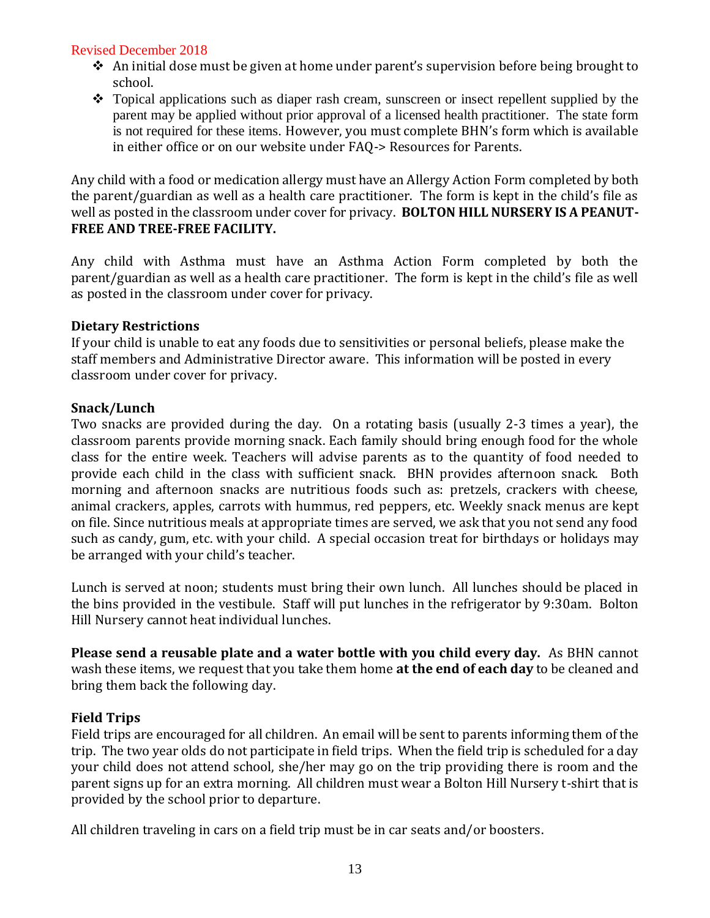Revised December 2018

- An initial dose must be given at home under parent's supervision before being brought to school.
- Topical applications such as diaper rash cream, sunscreen or insect repellent supplied by the parent may be applied without prior approval of a licensed health practitioner. The state form is not required for these items. However, you must complete BHN's form which is available in either office or on our website under FAQ-> Resources for Parents.

Any child with a food or medication allergy must have an Allergy Action Form completed by both the parent/guardian as well as a health care practitioner. The form is kept in the child's file as well as posted in the classroom under cover for privacy. **BOLTON HILL NURSERY IS A PEANUT-FREE AND TREE-FREE FACILITY.**

Any child with Asthma must have an Asthma Action Form completed by both the parent/guardian as well as a health care practitioner. The form is kept in the child's file as well as posted in the classroom under cover for privacy.

### Dietary Restrictions

If your child is unable to eat any foods due to sensitivities or personal beliefs, please make the staff members and Administrative Director aware. This information will be posted in every classroom under cover for privacy.

### Snack/Lunch

Two snacks are provided during the day. On a rotating basis (usually 2-3 times a year), the classroom parents provide morning snack. Each family should bring enough food for the whole class for the entire week. Teachers will advise parents as to the quantity of food needed to provide each child in the class with sufficient snack. BHN provides afternoon snack. Both morning and afternoon snacks are nutritious foods such as: pretzels, crackers with cheese, animal crackers, apples, carrots with hummus, red peppers, etc. Weekly snack menus are kept on file. Since nutritious meals at appropriate times are served, we ask that you not send any food such as candy, gum, etc. with your child. A special occasion treat for birthdays or holidays may be arranged with your child's teacher.

Lunch is served at noon; students must bring their own lunch. All lunches should be placed in the bins provided in the vestibule. Staff will put lunches in the refrigerator by 9:30am. Bolton Hill Nursery cannot heat individual lunches.

**Please send a reusable plate and a water bottle with you child every day.** As BHN cannot wash these items, we request that you take them home **at the end of each day** to be cleaned and bring them back the following day.

### Field Trips

Field trips are encouraged for all children. An email will be sent to parents informing them of the trip. The two year olds do not participate in field trips. When the field trip is scheduled for a day your child does not attend school, she/her may go on the trip providing there is room and the parent signs up for an extra morning. All children must wear a Bolton Hill Nursery t-shirt that is provided by the school prior to departure.

All children traveling in cars on a field trip must be in car seats and/or boosters.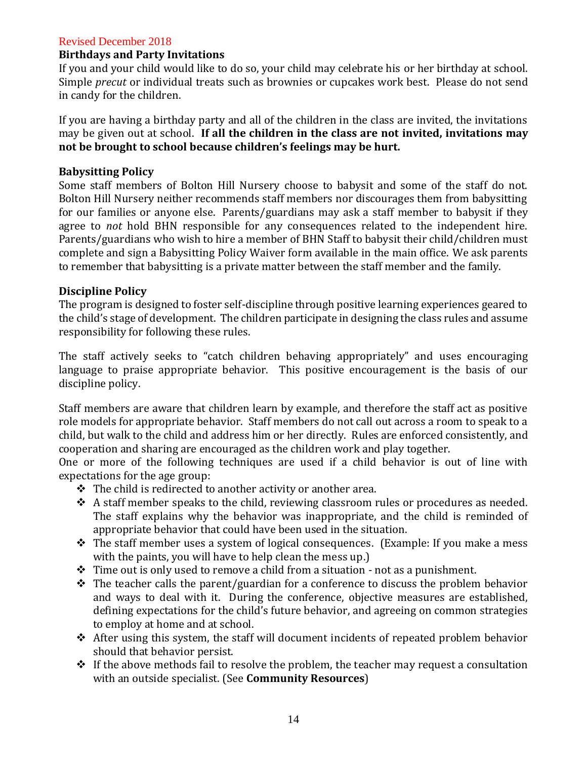Revised December 2018

**Birthdays and Party Invitations**

If you and your child would like to do so, your child may celebrate his or her birthday at school. Simple *precut* or individual treats such as brownies or cupcakes work best. Please do not send in candy for the children.

If you are having a birthday party and all of the children in the class are invited, the invitations may be given out at school. **If all the children in the class are not invited, invitations may not be brought to school because children's feelings may be hurt.**

**Babysitting Policy**

Some staff members of Bolton Hill Nursery choose to babysit and some of the staff do not. Bolton Hill Nursery neither recommends staff members nor discourages them from babysitting for our families or anyone else. Parents/guardians may ask a staff member to babysit if they agree to *not* hold BHN responsible for any consequences related to the independent hire. Parents/guardians who wish to hire a member of BHN Staff to babysit their child/children must complete and sign a Babysitting Policy Waiver form available in the main office. We ask parents to remember that babysitting is a private matter between the staff member and the family.

**Discipline Policy**

The program is designed to foster self-discipline through positive learning experiences geared to the child's stage of development. The children participate in designing the class rules and assume responsibility for following these rules.

The staff actively seeks to "catch children behaving appropriately" and uses encouraging language to praise appropriate behavior. This positive encouragement is the basis of our discipline policy.

Staff members are aware that children learn by example, and therefore the staff act as positive role models for appropriate behavior. Staff members do not call out across a room to speak to a child, but walk to the child and address him or her directly. Rules are enforced consistently, and cooperation and sharing are encouraged as the children work and play together.

One or more of the following techniques are used if a child behavior is out of line with expectations for the age group:

- The child is redirected to another activity or another area.
- A staff member speaks to the child, reviewing classroom rules or procedures as needed. The staff explains why the behavior was inappropriate, and the child is reminded of appropriate behavior that could have been used in the situation.
- The staff member uses a system of logical consequences. (Example: If you make a mess with the paints, you will have to help clean the mess up.)
- Time out is only used to remove a child from a situation - not as a punishment.
- The teacher calls the parent/guardian for a conference to discuss the problem behavior and ways to deal with it. During the conference, objective measures are established, defining expectations for the child's future behavior, and agreeing on common strategies to employ at home and at school.
- After using this system, the staff will document incidents of repeated problem behavior should that behavior persist.
- If the above methods fail to resolve the problem, the teacher may request a consultation with an outside specialist. (See **Community Resources**)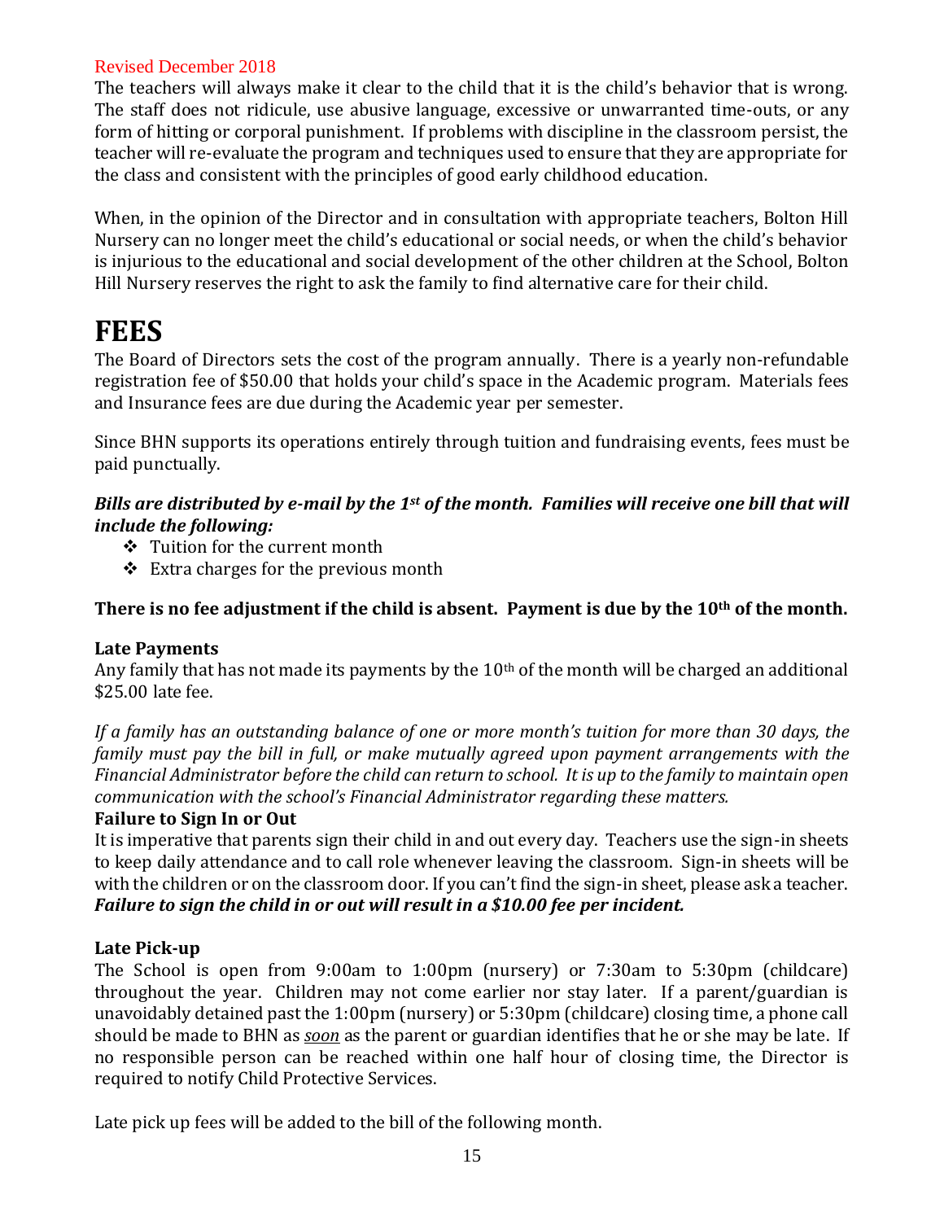Revised December 2018

The teachers will always make it clear to the child that it is the child's behavior that is wrong. The staff does not ridicule, use abusive language, excessive or unwarranted time-outs, or any form of hitting or corporal punishment. If problems with discipline in the classroom persist, the teacher will re-evaluate the program and techniques used to ensure that they are appropriate for the class and consistent with the principles of good early childhood education.

When, in the opinion of the Director and in consultation with appropriate teachers, Bolton Hill Nursery can no longer meet the child's educational or social needs, or when the child's behavior is injurious to the educational and social development of the other children at the School, Bolton Hill Nursery reserves the right to ask the family to find alternative care for their child.

# FEES

The Board of Directors sets the cost of the program annually. There is a yearly non-refundable registration fee of $50.00 that holds your child's space in the Academic program. Materials fees and Insurance fees are due during the Academic year per semester.

Since BHN supports its operations entirely through tuition and fundraising events, fees must be paid punctually.

***Bills are distributed by e-mail by the 1st of the month. Families will receive one bill that will include the following:***

- Tuition for the current month
- Extra charges for the previous month

**There is no fee adjustment if the child is absent. Payment is due by the 10th of the month.**

### Late Payments

Any family that has not made its payments by the 10th of the month will be charged an additional $25.00 late fee.

*If a family has an outstanding balance of one or more month's tuition for more than 30 days, the family must pay the bill in full, or make mutually agreed upon payment arrangements with the Financial Administrator before the child can return to school. It is up to the family to maintain open communication with the school's Financial Administrator regarding these matters.*

### Failure to Sign In or Out

It is imperative that parents sign their child in and out every day. Teachers use the sign-in sheets to keep daily attendance and to call role whenever leaving the classroom. Sign-in sheets will be with the children or on the classroom door. If you can't find the sign-in sheet, please ask a teacher. ***Failure to sign the child in or out will result in a $10.00 fee per incident.***

### Late Pick-up

The School is open from 9:00am to 1:00pm (nursery) or 7:30am to 5:30pm (childcare) throughout the year. Children may not come earlier nor stay later. If a parent/guardian is unavoidably detained past the 1:00pm (nursery) or 5:30pm (childcare) closing time, a phone call should be made to BHN as ***soon*** as the parent or guardian identifies that he or she may be late. If no responsible person can be reached within one half hour of closing time, the Director is required to notify Child Protective Services.

Late pick up fees will be added to the bill of the following month.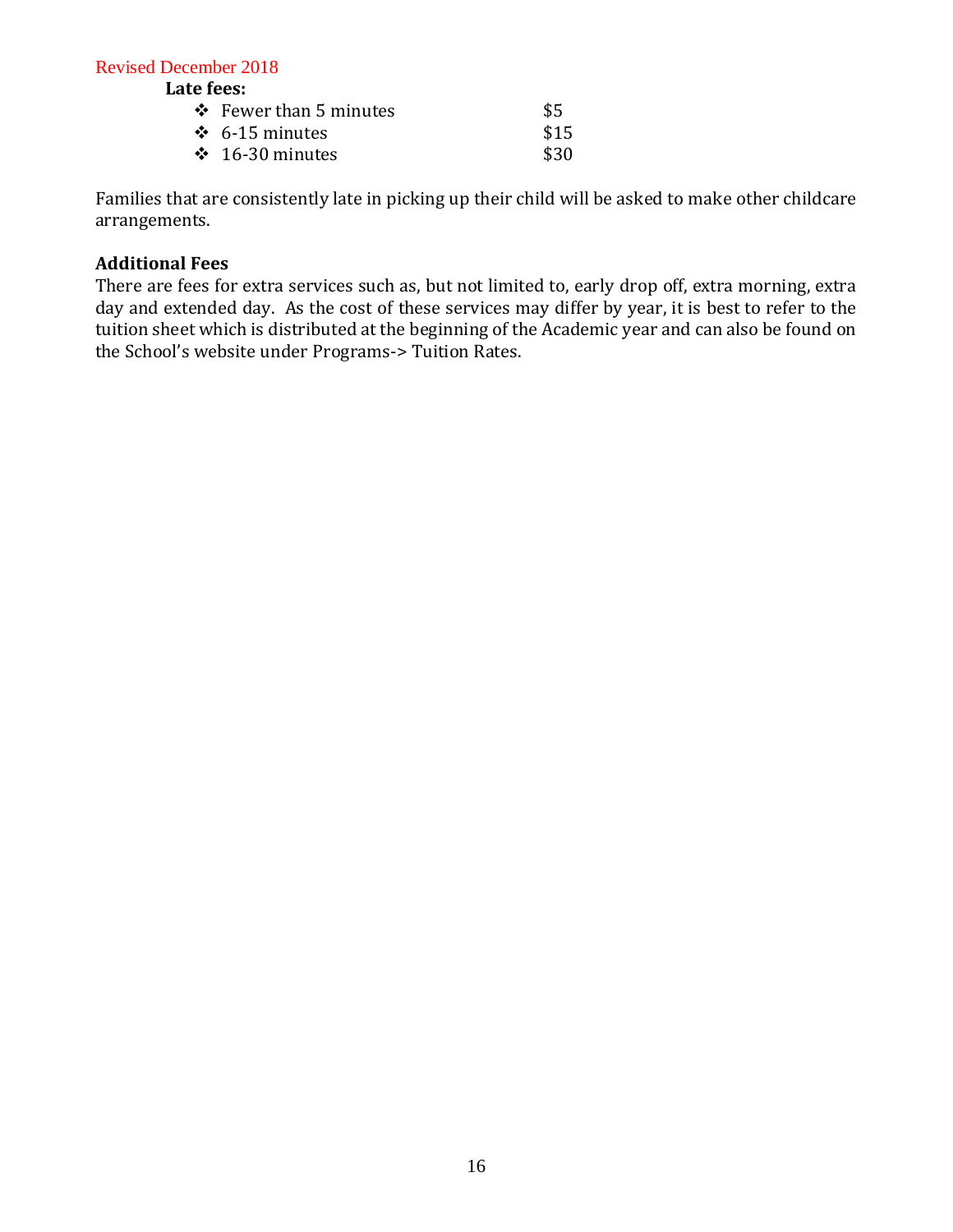Revised December 2018

**Late fees:**

- Fewer than 5 minutes — $5
- 6-15 minutes — $15
- 16-30 minutes — $30

Families that are consistently late in picking up their child will be asked to make other childcare arrangements.

**Additional Fees**

There are fees for extra services such as, but not limited to, early drop off, extra morning, extra day and extended day. As the cost of these services may differ by year, it is best to refer to the tuition sheet which is distributed at the beginning of the Academic year and can also be found on the School's website under Programs-> Tuition Rates.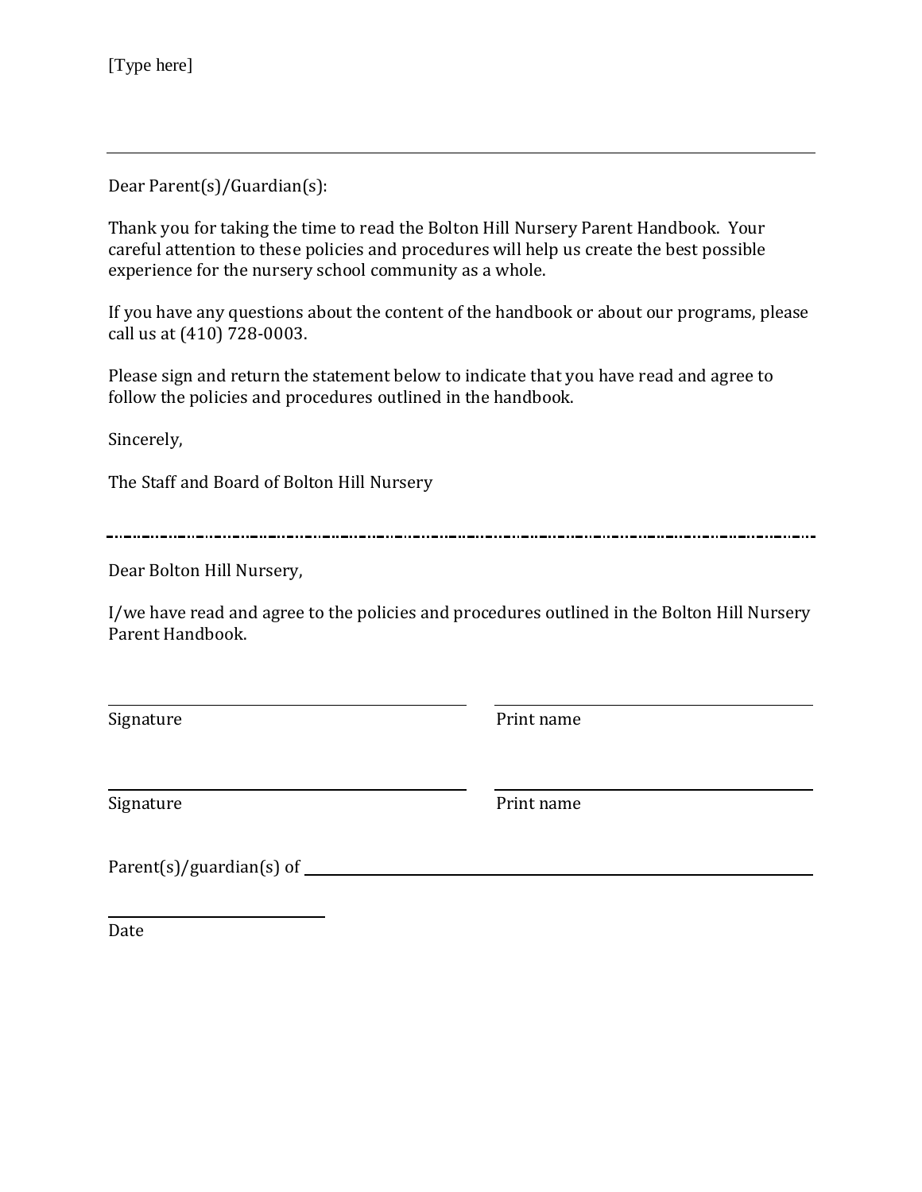[Type here]

---

Dear Parent(s)/Guardian(s):

Thank you for taking the time to read the Bolton Hill Nursery Parent Handbook. Your careful attention to these policies and procedures will help us create the best possible experience for the nursery school community as a whole.

If you have any questions about the content of the handbook or about our programs, please call us at (410) 728-0003.

Please sign and return the statement below to indicate that you have read and agree to follow the policies and procedures outlined in the handbook.

Sincerely,

The Staff and Board of Bolton Hill Nursery

---

Dear Bolton Hill Nursery,

I/we have read and agree to the policies and procedures outlined in the Bolton Hill Nursery Parent Handbook.

\_\_\_\_\_\_\_\_\_\_\_\_\_\_\_\_\_\_\_\_\_\_\_\_\_\_\_\_\_\_ \_\_\_\_\_\_\_\_\_\_\_\_\_\_\_\_\_\_\_\_\_\_\_\_\_\_\_\_\_\_

Signature Print name

\_\_\_\_\_\_\_\_\_\_\_\_\_\_\_\_\_\_\_\_\_\_\_\_\_\_\_\_\_\_ \_\_\_\_\_\_\_\_\_\_\_\_\_\_\_\_\_\_\_\_\_\_\_\_\_\_\_\_\_\_

Signature Print name

Parent(s)/guardian(s) of \_\_\_\_\_\_\_\_\_\_\_\_\_\_\_\_\_\_\_\_\_\_\_\_\_\_\_\_\_\_\_\_\_\_\_\_\_\_\_\_

\_\_\_\_\_\_\_\_\_\_\_\_\_\_\_\_\_\_\_\_

Date